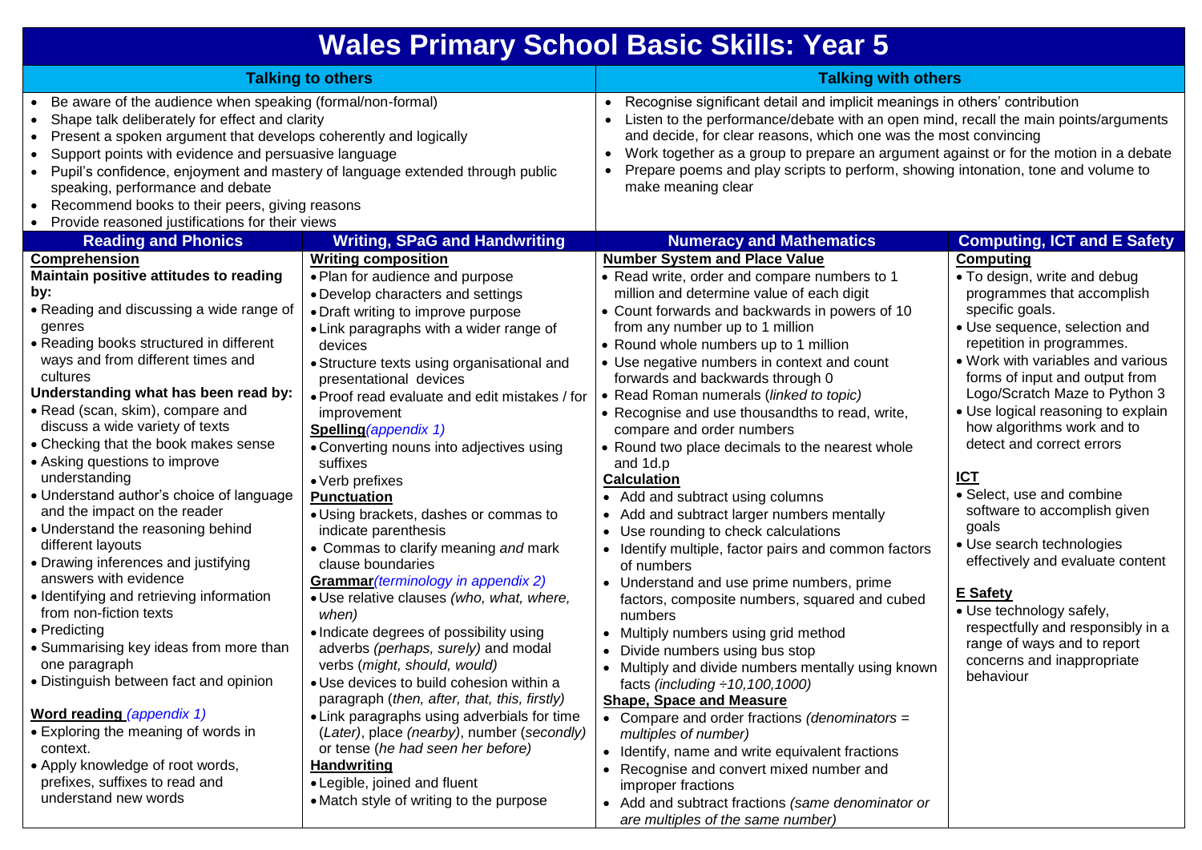# Wales Primary School Basic Skills: Year 5

## Talking to others

- Be aware of the audience when speaking (formal/non-formal)
- Shape talk deliberately for effect and clarity
- Present a spoken argument that develops coherently and logically
- Support points with evidence and persuasive language
- Pupil's confidence, enjoyment and mastery of language extended through public speaking, performance and debate
- Recommend books to their peers, giving reasons
- Provide reasoned justifications for their views

## Talking with others

- Recognise significant detail and implicit meanings in others' contribution
- Listen to the performance/debate with an open mind, recall the main points/arguments and decide, for clear reasons, which one was the most convincing
- Work together as a group to prepare an argument against or for the motion in a debate
- Prepare poems and play scripts to perform, showing intonation, tone and volume to make meaning clear

## Reading and Phonics

**Comprehension**

**Maintain positive attitudes to reading by:**

- Reading and discussing a wide range of genres
- Reading books structured in different ways and from different times and cultures

**Understanding what has been read by:**

- Read (scan, skim), compare and discuss a wide variety of texts
- Checking that the book makes sense
- Asking questions to improve understanding
- Understand author's choice of language and the impact on the reader
- Understand the reasoning behind different layouts
- Drawing inferences and justifying answers with evidence
- Identifying and retrieving information from non-fiction texts
- Predicting
- Summarising key ideas from more than one paragraph
- Distinguish between fact and opinion

**Word reading** *(appendix 1)*

- Exploring the meaning of words in context.
- Apply knowledge of root words, prefixes, suffixes to read and understand new words

## Writing, SPaG and Handwriting

**Writing composition**

- Plan for audience and purpose
- Develop characters and settings
- Draft writing to improve purpose
- Link paragraphs with a wider range of devices
- Structure texts using organisational and presentational devices
- Proof read evaluate and edit mistakes / for improvement

**Spelling** *(appendix 1)*

- Converting nouns into adjectives using suffixes
- Verb prefixes

**Punctuation**

- Using brackets, dashes or commas to indicate parenthesis
- Commas to clarify meaning *and* mark clause boundaries

**Grammar** *(terminology in appendix 2)*

- Use relative clauses *(who, what, where, when)*
- Indicate degrees of possibility using adverbs *(perhaps, surely)* and modal verbs (*might, should, would*)
- Use devices to build cohesion within a paragraph (*then, after, that, this, firstly*)
- Link paragraphs using adverbials for time (*Later*), place *(nearby)*, number (*secondly*) or tense (*he had seen her before*)

**Handwriting**

- Legible, joined and fluent
- Match style of writing to the purpose

## Numeracy and Mathematics

**Number System and Place Value**

- Read write, order and compare numbers to 1 million and determine value of each digit
- Count forwards and backwards in powers of 10 from any number up to 1 million
- Round whole numbers up to 1 million
- Use negative numbers in context and count forwards and backwards through 0
- Read Roman numerals (*linked to topic)*
- Recognise and use thousandths to read, write, compare and order numbers
- Round two place decimals to the nearest whole and 1d.p

**Calculation**

- Add and subtract using columns
- Add and subtract larger numbers mentally
- Use rounding to check calculations
- Identify multiple, factor pairs and common factors of numbers
- Understand and use prime numbers, prime factors, composite numbers, squared and cubed numbers
- Multiply numbers using grid method
- Divide numbers using bus stop
- Multiply and divide numbers mentally using known facts *(including ÷10,100,1000)*

**Shape, Space and Measure**

- Compare and order fractions *(denominators = multiples of number)*
- Identify, name and write equivalent fractions
- Recognise and convert mixed number and improper fractions
- Add and subtract fractions *(same denominator or are multiples of the same number)*

## Computing, ICT and E Safety

**Computing**

- To design, write and debug programmes that accomplish specific goals.
- Use sequence, selection and repetition in programmes.
- Work with variables and various forms of input and output from Logo/Scratch Maze to Python 3
- Use logical reasoning to explain how algorithms work and to detect and correct errors

**ICT**

- Select, use and combine software to accomplish given goals
- Use search technologies effectively and evaluate content

**E Safety**

- Use technology safely, respectfully and responsibly in a range of ways and to report concerns and inappropriate behaviour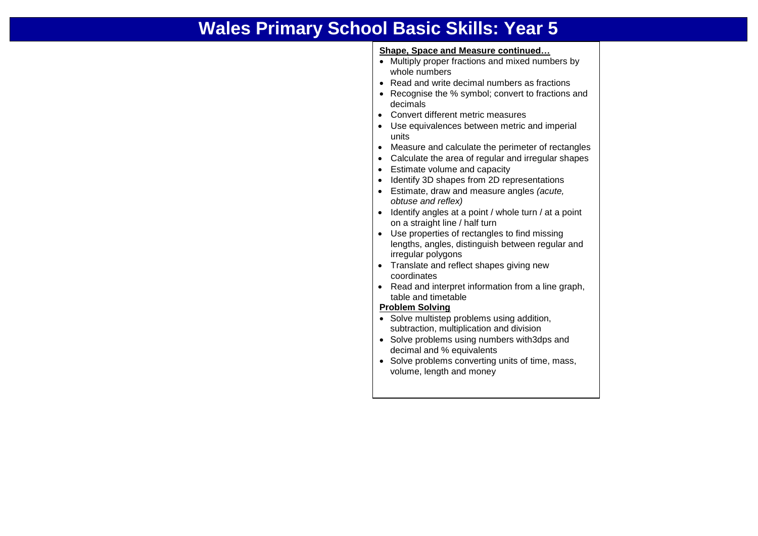# Wales Primary School Basic Skills: Year 5

**Shape, Space and Measure continued…**

- Multiply proper fractions and mixed numbers by whole numbers
- Read and write decimal numbers as fractions
- Recognise the % symbol; convert to fractions and decimals
- Convert different metric measures
- Use equivalences between metric and imperial units
- Measure and calculate the perimeter of rectangles
- Calculate the area of regular and irregular shapes
- Estimate volume and capacity
- Identify 3D shapes from 2D representations
- Estimate, draw and measure angles *(acute, obtuse and reflex)*
- Identify angles at a point / whole turn / at a point on a straight line / half turn
- Use properties of rectangles to find missing lengths, angles, distinguish between regular and irregular polygons
- Translate and reflect shapes giving new coordinates
- Read and interpret information from a line graph, table and timetable

**Problem Solving**

- Solve multistep problems using addition, subtraction, multiplication and division
- Solve problems using numbers with3dps and decimal and % equivalents
- Solve problems converting units of time, mass, volume, length and money